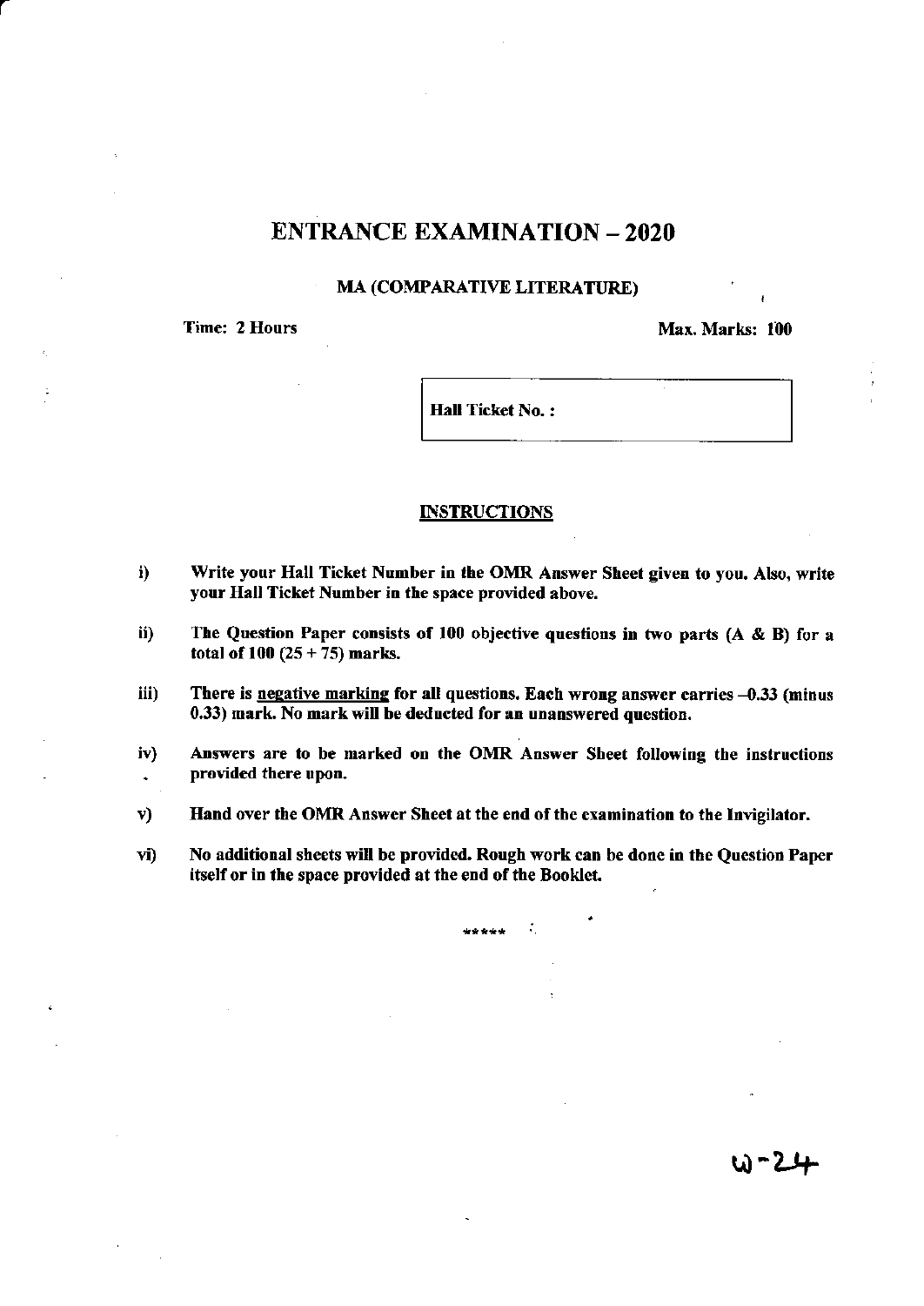# ENTRANCE EXAMINATION – 2020

## MA (COMPARATIVE LITERATURE)

**Time: 2 Hours** **Max. Marks: 100**

| **Hall Ticket No. :** |
|---|

### INSTRUCTIONS

i) **Write your Hall Ticket Number in the OMR Answer Sheet given to you. Also, write your Hall Ticket Number in the space provided above.**

ii) **The Question Paper consists of 100 objective questions in two parts (A & B) for a total of 100 (25 + 75) marks.**

iii) **There is <u>negative marking</u> for all questions. Each wrong answer carries –0.33 (minus 0.33) mark. No mark will be deducted for an unanswered question.**

iv) **Answers are to be marked on the OMR Answer Sheet following the instructions provided there upon.**

v) **Hand over the OMR Answer Sheet at the end of the examination to the Invigilator.**

vi) **No additional sheets will be provided. Rough work can be done in the Question Paper itself or in the space provided at the end of the Booklet.**

*****

W-24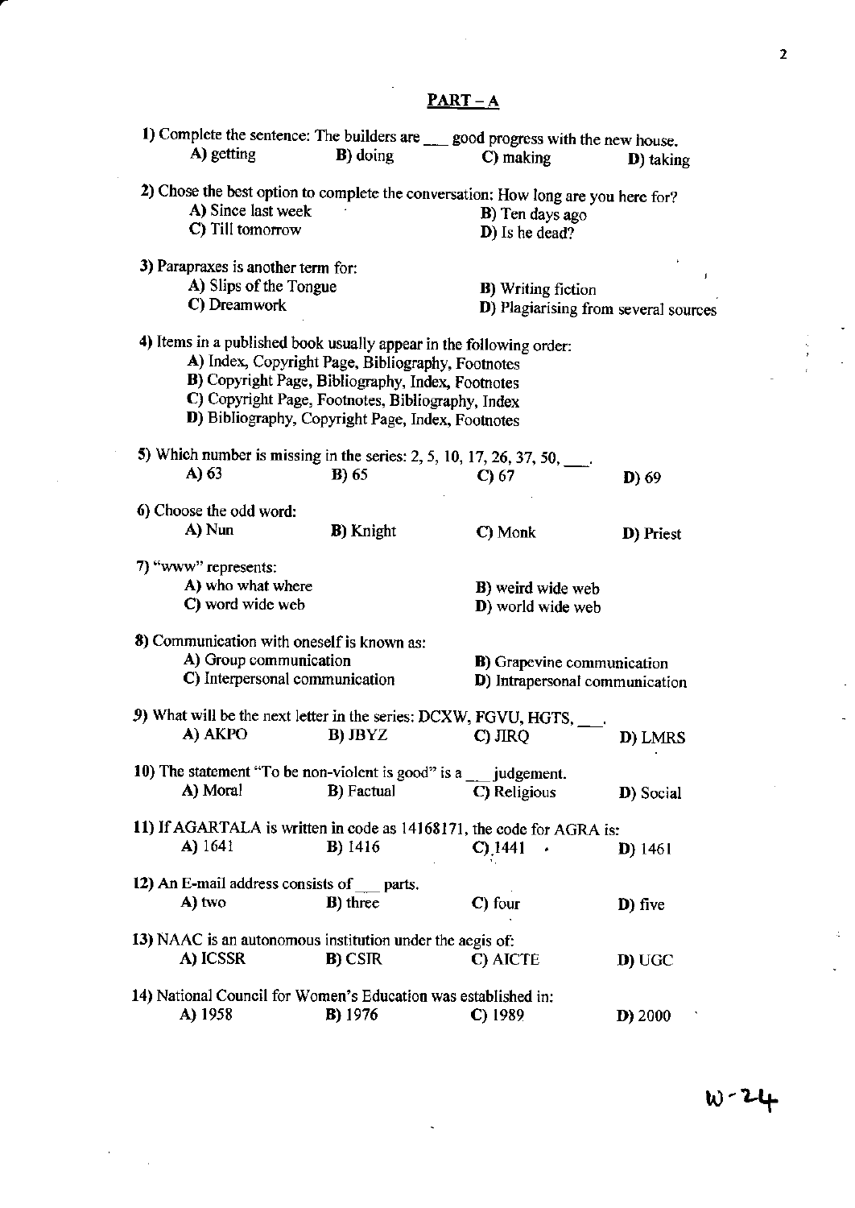## PART – A

1) Complete the sentence: The builders are ___ good progress with the new house.

A) getting B) doing C) making D) taking

2) Chose the best option to complete the conversation: How long are you here for?

A) Since last week B) Ten days ago
C) Till tomorrow D) Is he dead?

3) Parapraxes is another term for:

A) Slips of the Tongue B) Writing fiction
C) Dreamwork D) Plagiarising from several sources

4) Items in a published book usually appear in the following order:

A) Index, Copyright Page, Bibliography, Footnotes
B) Copyright Page, Bibliography, Index, Footnotes
C) Copyright Page, Footnotes, Bibliography, Index
D) Bibliography, Copyright Page, Index, Footnotes

5) Which number is missing in the series: 2, 5, 10, 17, 26, 37, 50, ___.

A) 63 B) 65 C) 67 D) 69

6) Choose the odd word:

A) Nun B) Knight C) Monk D) Priest

7) "www" represents:

A) who what where B) weird wide web
C) word wide web D) world wide web

8) Communication with oneself is known as:

A) Group communication B) Grapevine communication
C) Interpersonal communication D) Intrapersonal communication

9) What will be the next letter in the series: DCXW, FGVU, HGTS, ___.

A) AKPO B) JBYZ C) JIRQ D) LMRS

10) The statement "To be non-violent is good" is a ___ judgement.

A) Moral B) Factual C) Religious D) Social

11) If AGARTALA is written in code as 14168171, the code for AGRA is:

A) 1641 B) 1416 C) 1441 D) 1461

12) An E-mail address consists of ___ parts.

A) two B) three C) four D) five

13) NAAC is an autonomous institution under the aegis of:

A) ICSSR B) CSIR C) AICTE D) UGC

14) National Council for Women's Education was established in:

A) 1958 B) 1976 C) 1989 D) 2000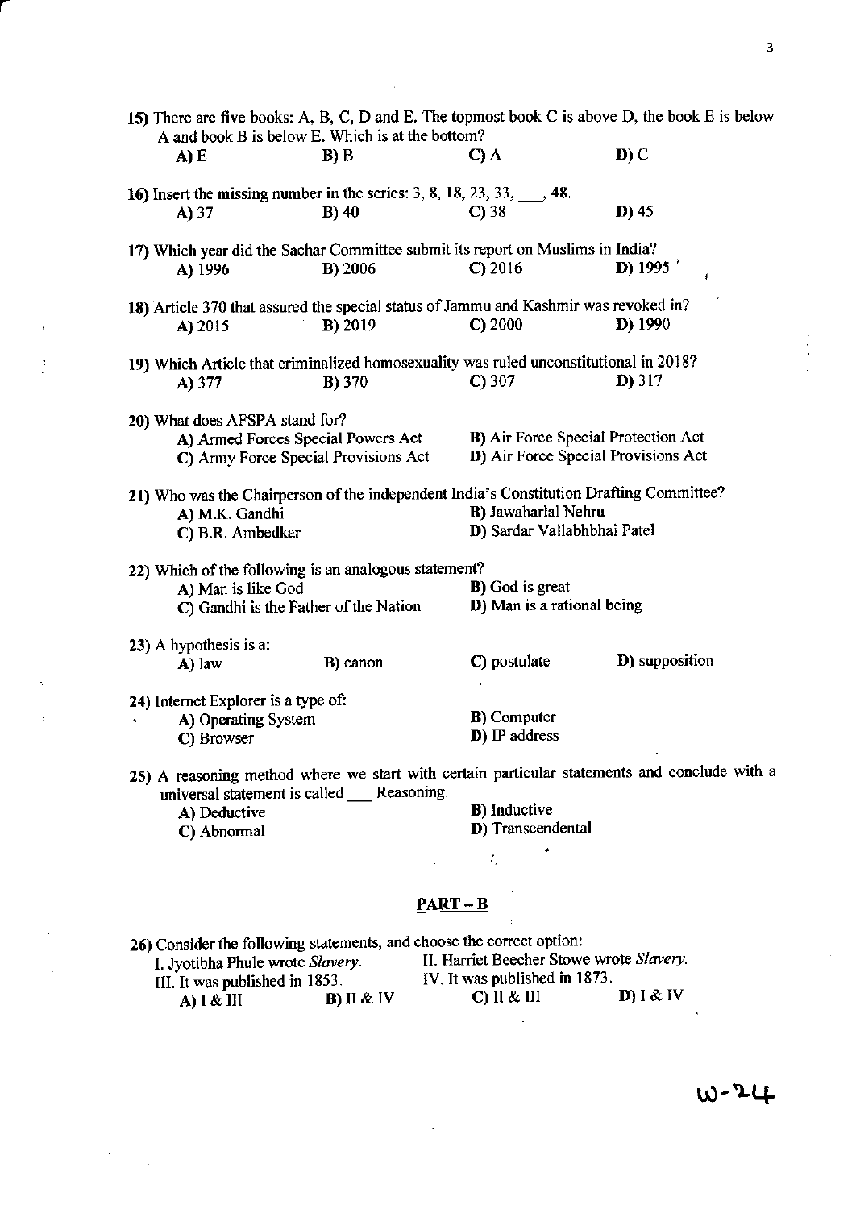15) There are five books: A, B, C, D and E. The topmost book C is above D, the book E is below A and book B is below E. Which is at the bottom?

A) E B) B C) A D) C

16) Insert the missing number in the series: 3, 8, 18, 23, 33, ___, 48.

A) 37 B) 40 C) 38 D) 45

17) Which year did the Sachar Committee submit its report on Muslims in India?

A) 1996 B) 2006 C) 2016 D) 1995

18) Article 370 that assured the special status of Jammu and Kashmir was revoked in?

A) 2015 B) 2019 C) 2000 D) 1990

19) Which Article that criminalized homosexuality was ruled unconstitutional in 2018?

A) 377 B) 370 C) 307 D) 317

20) What does AFSPA stand for?

A) Armed Forces Special Powers Act
B) Air Force Special Protection Act
C) Army Force Special Provisions Act
D) Air Force Special Provisions Act

21) Who was the Chairperson of the independent India's Constitution Drafting Committee?

A) M.K. Gandhi
B) Jawaharlal Nehru
C) B.R. Ambedkar
D) Sardar Vallabhbhai Patel

22) Which of the following is an analogous statement?

A) Man is like God
B) God is great
C) Gandhi is the Father of the Nation
D) Man is a rational being

23) A hypothesis is a:

A) law B) canon C) postulate D) supposition

24) Internet Explorer is a type of:

A) Operating System
B) Computer
C) Browser
D) IP address

25) A reasoning method where we start with certain particular statements and conclude with a universal statement is called ___ Reasoning.

A) Deductive
B) Inductive
C) Abnormal
D) Transcendental

## PART – B

26) Consider the following statements, and choose the correct option:

I. Jyotibha Phule wrote *Slavery*.
II. Harriet Beecher Stowe wrote *Slavery*.
III. It was published in 1853.
IV. It was published in 1873.

A) I & III B) II & IV C) II & III D) I & IV

W-24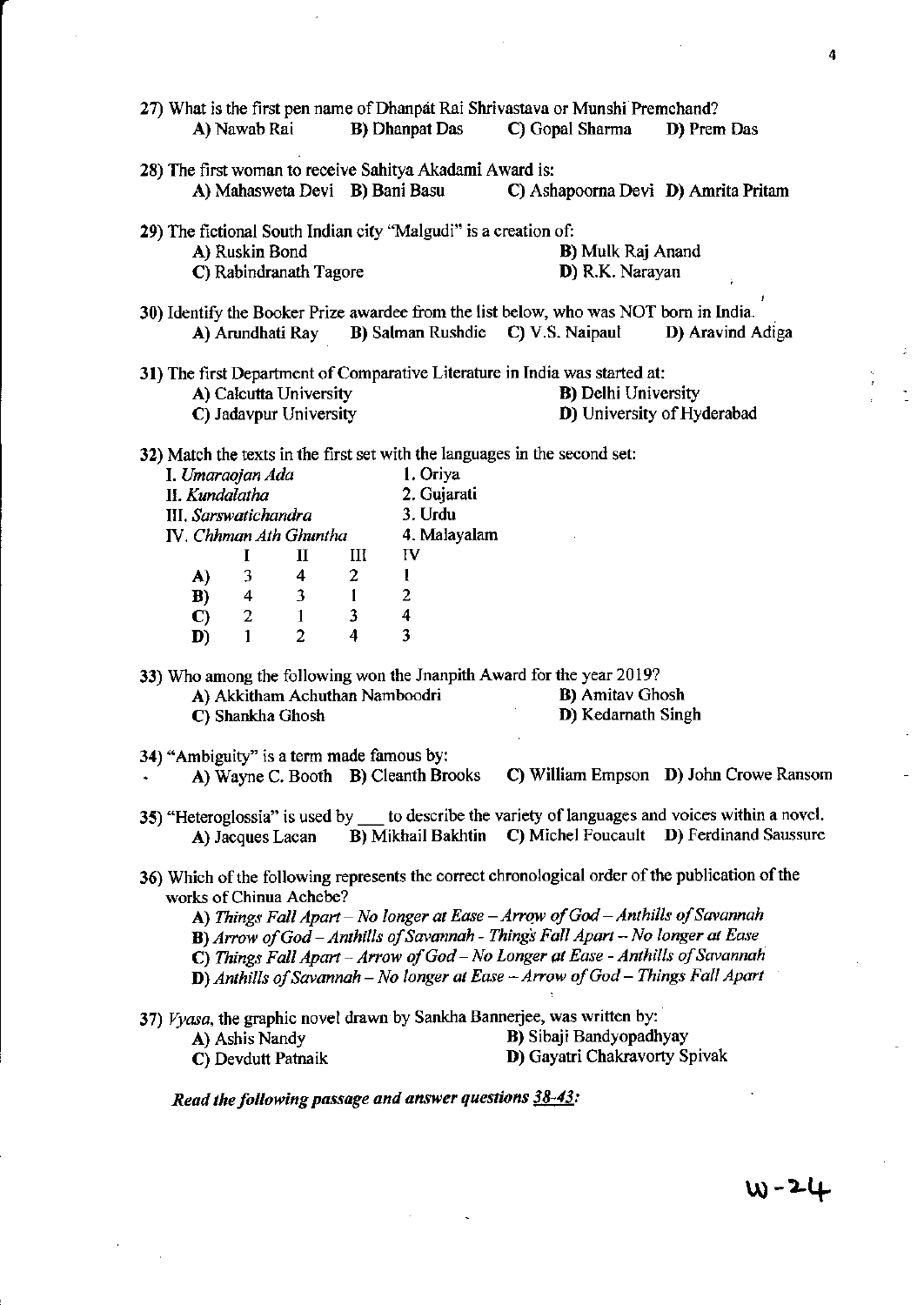27) What is the first pen name of Dhanpat Rai Shrivastava or Munshi Premchand?

A) Nawab Rai  B) Dhanpat Das  C) Gopal Sharma  D) Prem Das

28) The first woman to receive Sahitya Akadami Award is:

A) Mahasweta Devi  B) Bani Basu  C) Ashapoorna Devi  D) Amrita Pritam

29) The fictional South Indian city "Malgudi" is a creation of:

A) Ruskin Bond  B) Mulk Raj Anand
C) Rabindranath Tagore  D) R.K. Narayan

30) Identify the Booker Prize awardee from the list below, who was NOT born in India.

A) Arundhati Ray  B) Salman Rushdie  C) V.S. Naipaul  D) Aravind Adiga

31) The first Department of Comparative Literature in India was started at:

A) Calcutta University  B) Delhi University
C) Jadavpur University  D) University of Hyderabad

32) Match the texts in the first set with the languages in the second set:

I. *Umaraojan Ada*  1. Oriya
II. *Kundalatha*  2. Gujarati
III. *Sarswatichandra*  3. Urdu
IV. *Chhman Ath Ghuntha*  4. Malayalam

| | I | II | III | IV |
|---|---|---|---|---|
| A) | 3 | 4 | 2 | 1 |
| B) | 4 | 3 | 1 | 2 |
| C) | 2 | 1 | 3 | 4 |
| D) | 1 | 2 | 4 | 3 |

33) Who among the following won the Jnanpith Award for the year 2019?

A) Akkitham Achuthan Namboodri  B) Amitav Ghosh
C) Shankha Ghosh  D) Kedarnath Singh

34) "Ambiguity" is a term made famous by:

A) Wayne C. Booth  B) Cleanth Brooks  C) William Empson  D) John Crowe Ransom

35) "Heteroglossia" is used by ___ to describe the variety of languages and voices within a novel.

A) Jacques Lacan  B) Mikhail Bakhtin  C) Michel Foucault  D) Ferdinand Saussure

36) Which of the following represents the correct chronological order of the publication of the works of Chinua Achebe?

A) *Things Fall Apart – No longer at Ease – Arrow of God – Anthills of Savannah*
B) *Arrow of God – Anthills of Savannah - Things Fall Apart – No longer at Ease*
C) *Things Fall Apart – Arrow of God – No Longer at Ease - Anthills of Savannah*
D) *Anthills of Savannah – No longer at Ease – Arrow of God – Things Fall Apart*

37) *Vyasa*, the graphic novel drawn by Sankha Bannerjee, was written by:

A) Ashis Nandy  B) Sibaji Bandyopadhyay
C) Devdutt Patnaik  D) Gayatri Chakravorty Spivak

***Read the following passage and answer questions 38-43:***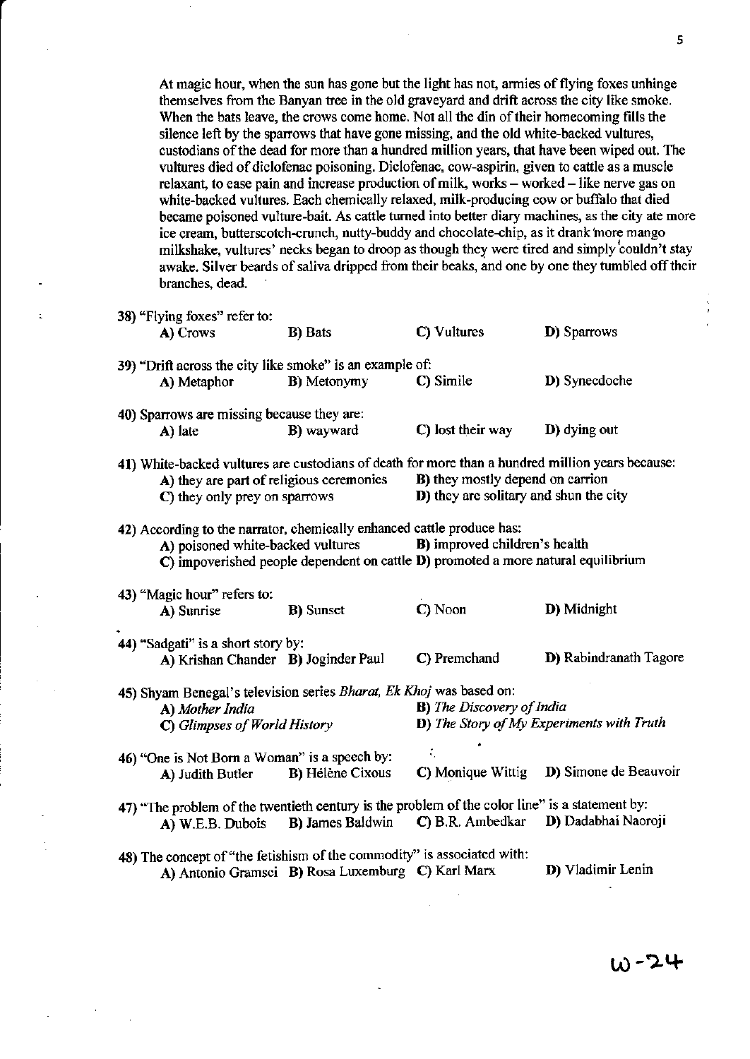At magic hour, when the sun has gone but the light has not, armies of flying foxes unhinge themselves from the Banyan tree in the old graveyard and drift across the city like smoke. When the bats leave, the crows come home. Not all the din of their homecoming fills the silence left by the sparrows that have gone missing, and the old white-backed vultures, custodians of the dead for more than a hundred million years, that have been wiped out. The vultures died of diclofenac poisoning. Diclofenac, cow-aspirin, given to cattle as a muscle relaxant, to ease pain and increase production of milk, works – worked – like nerve gas on white-backed vultures. Each chemically relaxed, milk-producing cow or buffalo that died became poisoned vulture-bait. As cattle turned into better diary machines, as the city ate more ice cream, butterscotch-crunch, nutty-buddy and chocolate-chip, as it drank more mango milkshake, vultures' necks began to droop as though they were tired and simply couldn't stay awake. Silver beards of saliva dripped from their beaks, and one by one they tumbled off their branches, dead.

38) "Flying foxes" refer to:
A) Crows B) Bats C) Vultures D) Sparrows

39) "Drift across the city like smoke" is an example of:
A) Metaphor B) Metonymy C) Simile D) Synecdoche

40) Sparrows are missing because they are:
A) late B) wayward C) lost their way D) dying out

41) White-backed vultures are custodians of death for more than a hundred million years because:
A) they are part of religious ceremonies B) they mostly depend on carrion
C) they only prey on sparrows D) they are solitary and shun the city

42) According to the narrator, chemically enhanced cattle produce has:
A) poisoned white-backed vultures B) improved children's health
C) impoverished people dependent on cattle D) promoted a more natural equilibrium

43) "Magic hour" refers to:
A) Sunrise B) Sunset C) Noon D) Midnight

44) "Sadgati" is a short story by:
A) Krishan Chander B) Joginder Paul C) Premchand D) Rabindranath Tagore

45) Shyam Benegal's television series *Bharat, Ek Khoj* was based on:
A) *Mother India* B) *The Discovery of India*
C) *Glimpses of World History* D) *The Story of My Experiments with Truth*

46) "One is Not Born a Woman" is a speech by:
A) Judith Butler B) Hélène Cixous C) Monique Wittig D) Simone de Beauvoir

47) "The problem of the twentieth century is the problem of the color line" is a statement by:
A) W.E.B. Dubois B) James Baldwin C) B.R. Ambedkar D) Dadabhai Naoroji

48) The concept of "the fetishism of the commodity" is associated with:
A) Antonio Gramsci B) Rosa Luxemburg C) Karl Marx D) Vladimir Lenin

W-24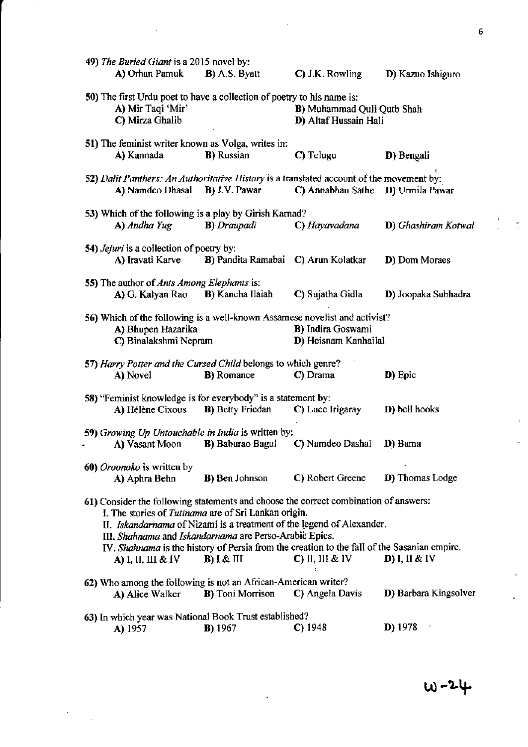49) *The Buried Giant* is a 2015 novel by:
A) Orhan Pamuk B) A.S. Byatt C) J.K. Rowling D) Kazuo Ishiguro

50) The first Urdu poet to have a collection of poetry to his name is:
A) Mir Taqi 'Mir' B) Muhammad Quli Qutb Shah
C) Mirza Ghalib D) Altaf Hussain Hali

51) The feminist writer known as Volga, writes in:
A) Kannada B) Russian C) Telugu D) Bengali

52) *Dalit Panthers: An Authoritative History* is a translated account of the movement by:
A) Namdeo Dhasal B) J.V. Pawar C) Annabhau Sathe D) Urmila Pawar

53) Which of the following is a play by Girish Karnad?
A) *Andha Yug* B) *Draupadi* C) *Hayavadana* D) *Ghashiram Kotwal*

54) *Jejuri* is a collection of poetry by:
A) Iravati Karve B) Pandita Ramabai C) Arun Kolatkar D) Dom Moraes

55) The author of *Ants Among Elephants* is:
A) G. Kalyan Rao B) Kancha Ilaiah C) Sujatha Gidla D) Joopaka Subhadra

56) Which of the following is a well-known Assamese novelist and activist?
A) Bhupen Hazarika B) Indira Goswami
C) Binalakshmi Nepram D) Heisnam Kanhailal

57) *Harry Potter and the Cursed Child* belongs to which genre?
A) Novel B) Romance C) Drama D) Epic

58) "Feminist knowledge is for everybody" is a statement by:
A) Hélène Cixous B) Betty Friedan C) Luce Irigaray D) bell hooks

59) *Growing Up Untouchable in India* is written by:
A) Vasant Moon B) Baburao Bagul C) Namdeo Dashal D) Bama

60) *Oroonoko* is written by
A) Aphra Behn B) Ben Johnson C) Robert Greene D) Thomas Lodge

61) Consider the following statements and choose the correct combination of answers:
I. The stories of *Tutinama* are of Sri Lankan origin.
II. *Iskandarnama* of Nizami is a treatment of the legend of Alexander.
III. *Shahnama* and *Iskandarnama* are Perso-Arabic Epics.
IV. *Shahnama* is the history of Persia from the creation to the fall of the Sasanian empire.
A) I, II, III & IV B) I & III C) II, III & IV D) I, II & IV

62) Who among the following is not an African-American writer?
A) Alice Walker B) Toni Morrison C) Angela Davis D) Barbara Kingsolver

63) In which year was National Book Trust established?
A) 1957 B) 1967 C) 1948 D) 1978

W-24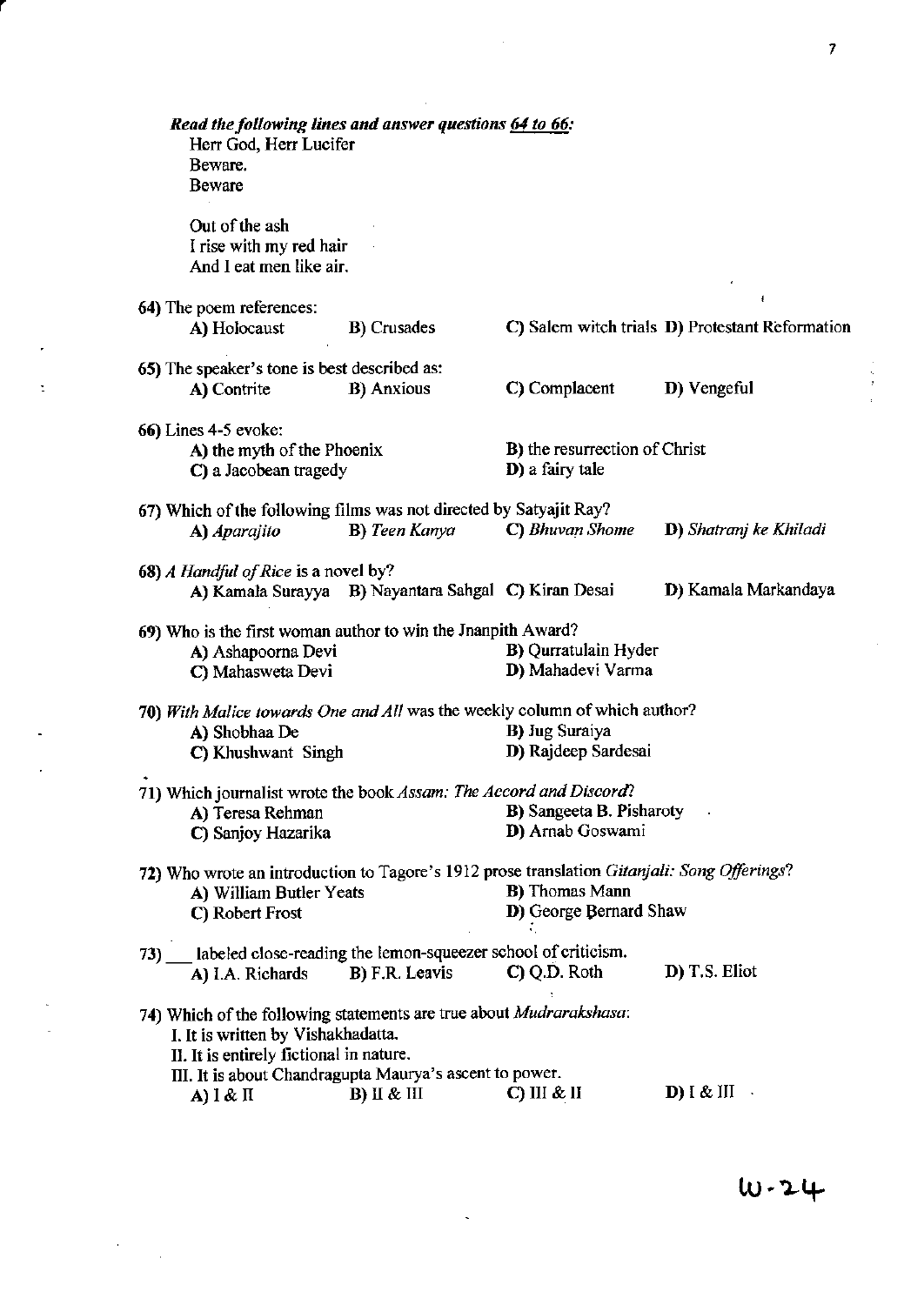***Read the following lines and answer questions 64 to 66:***

Herr God, Herr Lucifer
Beware.
Beware

Out of the ash
I rise with my red hair
And I eat men like air.

64) The poem references:
A) Holocaust B) Crusades C) Salem witch trials D) Protestant Reformation

65) The speaker's tone is best described as:
A) Contrite B) Anxious C) Complacent D) Vengeful

66) Lines 4-5 evoke:
A) the myth of the Phoenix
B) the resurrection of Christ
C) a Jacobean tragedy
D) a fairy tale

67) Which of the following films was not directed by Satyajit Ray?
A) *Aparajito* B) *Teen Kanya* C) *Bhuvan Shome* D) *Shatranj ke Khiladi*

68) *A Handful of Rice* is a novel by?
A) Kamala Surayya B) Nayantara Sahgal C) Kiran Desai D) Kamala Markandaya

69) Who is the first woman author to win the Jnanpith Award?
A) Ashapoorna Devi
B) Qurratulain Hyder
C) Mahasweta Devi
D) Mahadevi Varma

70) *With Malice towards One and All* was the weekly column of which author?
A) Shobhaa De
B) Jug Suraiya
C) Khushwant Singh
D) Rajdeep Sardesai

71) Which journalist wrote the book *Assam: The Accord and Discord*?
A) Teresa Rehman
B) Sangeeta B. Pisharoty
C) Sanjoy Hazarika
D) Arnab Goswami

72) Who wrote an introduction to Tagore's 1912 prose translation *Gitanjali: Song Offerings*?
A) William Butler Yeats
B) Thomas Mann
C) Robert Frost
D) George Bernard Shaw

73) ___ labeled close-reading the lemon-squeezer school of criticism.
A) I.A. Richards B) F.R. Leavis C) Q.D. Roth D) T.S. Eliot

74) Which of the following statements are true about *Mudrarakshasa*:
I. It is written by Vishakhadatta.
II. It is entirely fictional in nature.
III. It is about Chandragupta Maurya's ascent to power.
A) I & II B) II & III C) III & II D) I & III

W-24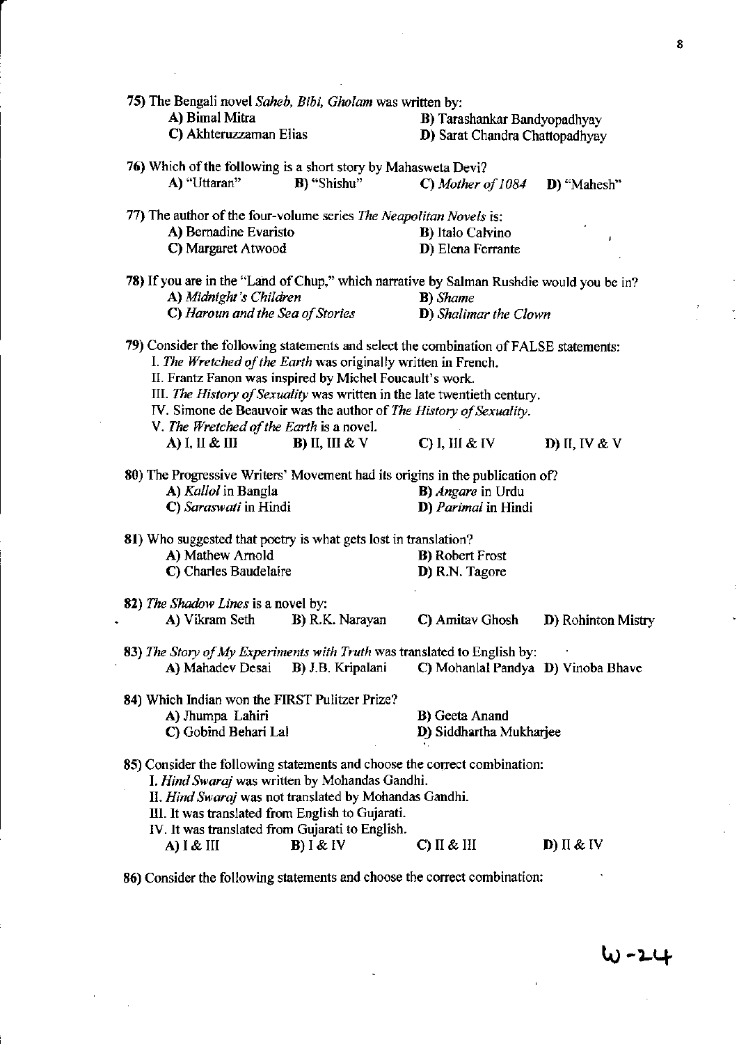75) The Bengali novel *Saheb, Bibi, Gholam* was written by:

A) Bimal Mitra
B) Tarashankar Bandyopadhyay
C) Akhteruzzaman Elias
D) Sarat Chandra Chattopadhyay

76) Which of the following is a short story by Mahasweta Devi?

A) "Uttaran"
B) "Shishu"
C) *Mother of 1084*
D) "Mahesh"

77) The author of the four-volume series *The Neapolitan Novels* is:

A) Bernadine Evaristo
B) Italo Calvino
C) Margaret Atwood
D) Elena Ferrante

78) If you are in the "Land of Chup," which narrative by Salman Rushdie would you be in?

A) *Midnight's Children*
B) *Shame*
C) *Haroun and the Sea of Stories*
D) *Shalimar the Clown*

79) Consider the following statements and select the combination of FALSE statements:

I. *The Wretched of the Earth* was originally written in French.
II. Frantz Fanon was inspired by Michel Foucault's work.
III. *The History of Sexuality* was written in the late twentieth century.
IV. Simone de Beauvoir was the author of *The History of Sexuality*.
V. *The Wretched of the Earth* is a novel.

A) I, II & III
B) II, III & V
C) I, III & IV
D) II, IV & V

80) The Progressive Writers' Movement had its origins in the publication of?

A) *Kallol* in Bangla
B) *Angare* in Urdu
C) *Saraswati* in Hindi
D) *Parimal* in Hindi

81) Who suggested that poetry is what gets lost in translation?

A) Mathew Arnold
B) Robert Frost
C) Charles Baudelaire
D) R.N. Tagore

82) *The Shadow Lines* is a novel by:

A) Vikram Seth
B) R.K. Narayan
C) Amitav Ghosh
D) Rohinton Mistry

83) *The Story of My Experiments with Truth* was translated to English by:

A) Mahadev Desai
B) J.B. Kripalani
C) Mohanlal Pandya
D) Vinoba Bhave

84) Which Indian won the FIRST Pulitzer Prize?

A) Jhumpa Lahiri
B) Geeta Anand
C) Gobind Behari Lal
D) Siddhartha Mukharjee

85) Consider the following statements and choose the correct combination:

I. *Hind Swaraj* was written by Mohandas Gandhi.
II. *Hind Swaraj* was not translated by Mohandas Gandhi.
III. It was translated from English to Gujarati.
IV. It was translated from Gujarati to English.

A) I & III
B) I & IV
C) II & III
D) II & IV

86) Consider the following statements and choose the correct combination: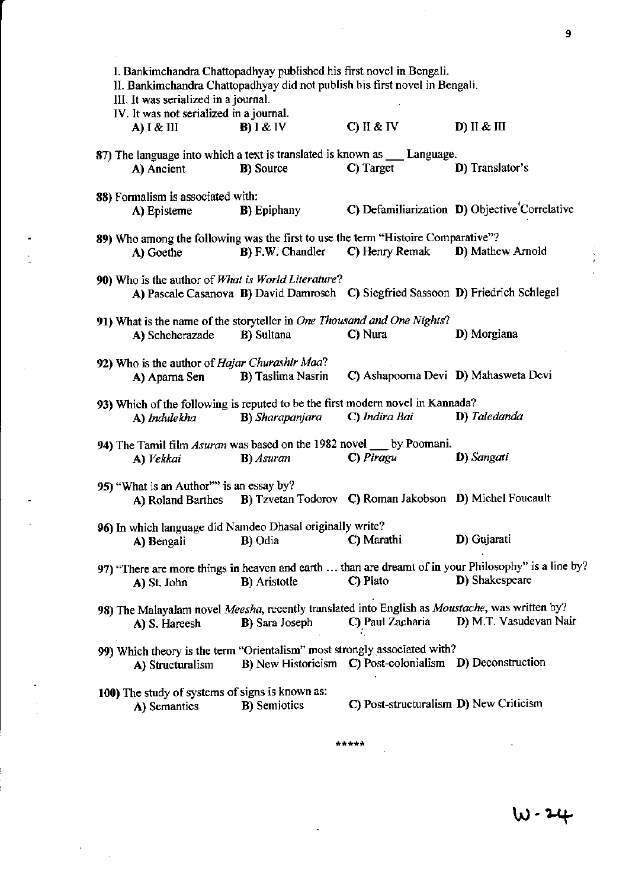I. Bankimchandra Chattopadhyay published his first novel in Bengali.
II. Bankimchandra Chattopadhyay did not publish his first novel in Bengali.
III. It was serialized in a journal.
IV. It was not serialized in a journal.

A) I & III B) I & IV C) II & IV D) II & III

**87)** The language into which a text is translated is known as ___ Language.

A) Ancient B) Source C) Target D) Translator's

**88)** Formalism is associated with:

A) Episteme B) Epiphany C) Defamiliarization D) Objective Correlative

**89)** Who among the following was the first to use the term "Histoire Comparative"?

A) Goethe B) F.W. Chandler C) Henry Remak D) Mathew Arnold

**90)** Who is the author of *What is World Literature*?

A) Pascale Casanova B) David Damrosch C) Siegfried Sassoon D) Friedrich Schlegel

**91)** What is the name of the storyteller in *One Thousand and One Nights*?

A) Scheherazade B) Sultana C) Nura D) Morgiana

**92)** Who is the author of *Hajar Churashir Maa*?

A) Aparna Sen B) Taslima Nasrin C) Ashapoorna Devi D) Mahasweta Devi

**93)** Which of the following is reputed to be the first modern novel in Kannada?

A) *Indulekha* B) *Sharapanjara* C) *Indira Bai* D) *Taledanda*

**94)** The Tamil film *Asuran* was based on the 1982 novel ___ by Poomani.

A) *Vekkai* B) *Asuran* C) *Piragu* D) *Sangati*

**95)** "What is an Author"" is an essay by?

A) Roland Barthes B) Tzvetan Todorov C) Roman Jakobson D) Michel Foucault

**96)** In which language did Namdeo Dhasal originally write?

A) Bengali B) Odia C) Marathi D) Gujarati

**97)** "There are more things in heaven and earth … than are dreamt of in your Philosophy" is a line by?

A) St. John B) Aristotle C) Plato D) Shakespeare

**98)** The Malayalam novel *Meesha*, recently translated into English as *Moustache*, was written by?

A) S. Hareesh B) Sara Joseph C) Paul Zacharia D) M.T. Vasudevan Nair

**99)** Which theory is the term "Orientalism" most strongly associated with?

A) Structuralism B) New Historicism C) Post-colonialism D) Deconstruction

**100)** The study of systems of signs is known as:

A) Semantics B) Semiotics C) Post-structuralism D) New Criticism

\*\*\*\*\*

W-24